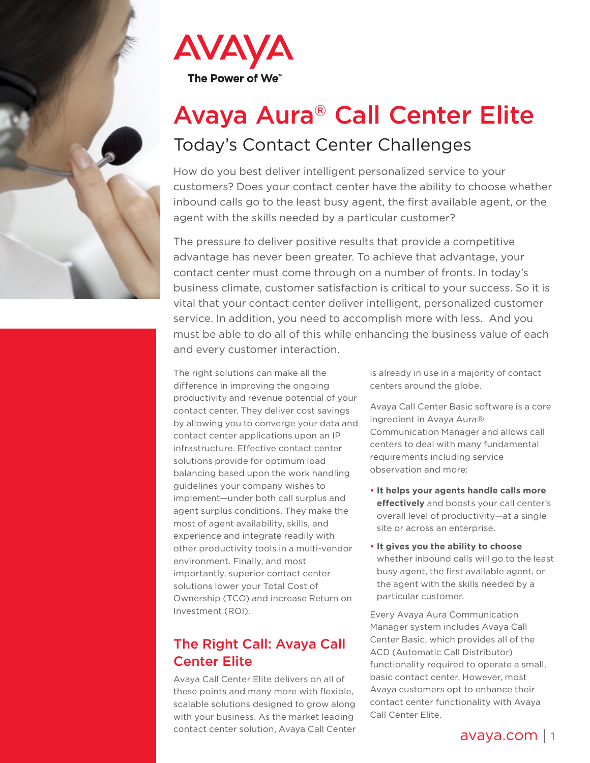AVAYA

The Power of We™

# Avaya Aura® Call Center Elite

## Today's Contact Center Challenges

How do you best deliver intelligent personalized service to your customers? Does your contact center have the ability to choose whether inbound calls go to the least busy agent, the first available agent, or the agent with the skills needed by a particular customer?

The pressure to deliver positive results that provide a competitive advantage has never been greater. To achieve that advantage, your contact center must come through on a number of fronts. In today's business climate, customer satisfaction is critical to your success. So it is vital that your contact center deliver intelligent, personalized customer service. In addition, you need to accomplish more with less. And you must be able to do all of this while enhancing the business value of each and every customer interaction.

The right solutions can make all the difference in improving the ongoing productivity and revenue potential of your contact center. They deliver cost savings by allowing you to converge your data and contact center applications upon an IP infrastructure. Effective contact center solutions provide for optimum load balancing based upon the work handling guidelines your company wishes to implement—under both call surplus and agent surplus conditions. They make the most of agent availability, skills, and experience and integrate readily with other productivity tools in a multi-vendor environment. Finally, and most importantly, superior contact center solutions lower your Total Cost of Ownership (TCO) and increase Return on Investment (ROI).

## The Right Call: Avaya Call Center Elite

Avaya Call Center Elite delivers on all of these points and many more with flexible, scalable solutions designed to grow along with your business. As the market leading contact center solution, Avaya Call Center is already in use in a majority of contact centers around the globe.

Avaya Call Center Basic software is a core ingredient in Avaya Aura® Communication Manager and allows call centers to deal with many fundamental requirements including service observation and more:

- **It helps your agents handle calls more effectively** and boosts your call center's overall level of productivity—at a single site or across an enterprise.
- **It gives you the ability to choose** whether inbound calls will go to the least busy agent, the first available agent, or the agent with the skills needed by a particular customer.

Every Avaya Aura Communication Manager system includes Avaya Call Center Basic, which provides all of the ACD (Automatic Call Distributor) functionality required to operate a small, basic contact center. However, most Avaya customers opt to enhance their contact center functionality with Avaya Call Center Elite.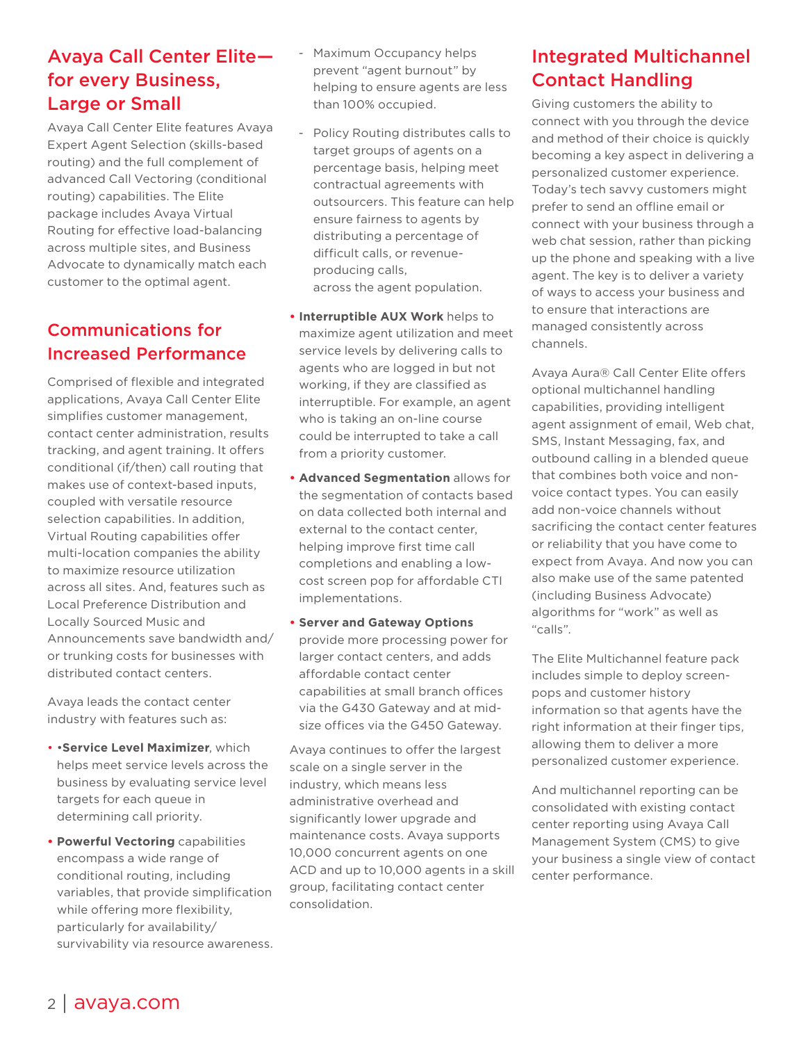## Avaya Call Center Elite—for every Business, Large or Small

Avaya Call Center Elite features Avaya Expert Agent Selection (skills-based routing) and the full complement of advanced Call Vectoring (conditional routing) capabilities. The Elite package includes Avaya Virtual Routing for effective load-balancing across multiple sites, and Business Advocate to dynamically match each customer to the optimal agent.

## Communications for Increased Performance

Comprised of flexible and integrated applications, Avaya Call Center Elite simplifies customer management, contact center administration, results tracking, and agent training. It offers conditional (if/then) call routing that makes use of context-based inputs, coupled with versatile resource selection capabilities. In addition, Virtual Routing capabilities offer multi-location companies the ability to maximize resource utilization across all sites. And, features such as Local Preference Distribution and Locally Sourced Music and Announcements save bandwidth and/or trunking costs for businesses with distributed contact centers.

Avaya leads the contact center industry with features such as:

- •**Service Level Maximizer**, which helps meet service levels across the business by evaluating service level targets for each queue in determining call priority.
- **Powerful Vectoring** capabilities encompass a wide range of conditional routing, including variables, that provide simplification while offering more flexibility, particularly for availability/survivability via resource awareness.
  - Maximum Occupancy helps prevent "agent burnout" by helping to ensure agents are less than 100% occupied.
  - Policy Routing distributes calls to target groups of agents on a percentage basis, helping meet contractual agreements with outsourcers. This feature can help ensure fairness to agents by distributing a percentage of difficult calls, or revenue-producing calls, across the agent population.
- **Interruptible AUX Work** helps to maximize agent utilization and meet service levels by delivering calls to agents who are logged in but not working, if they are classified as interruptible. For example, an agent who is taking an on-line course could be interrupted to take a call from a priority customer.
- **Advanced Segmentation** allows for the segmentation of contacts based on data collected both internal and external to the contact center, helping improve first time call completions and enabling a low-cost screen pop for affordable CTI implementations.
- **Server and Gateway Options** provide more processing power for larger contact centers, and adds affordable contact center capabilities at small branch offices via the G430 Gateway and at mid-size offices via the G450 Gateway.

Avaya continues to offer the largest scale on a single server in the industry, which means less administrative overhead and significantly lower upgrade and maintenance costs. Avaya supports 10,000 concurrent agents on one ACD and up to 10,000 agents in a skill group, facilitating contact center consolidation.

## Integrated Multichannel Contact Handling

Giving customers the ability to connect with you through the device and method of their choice is quickly becoming a key aspect in delivering a personalized customer experience. Today's tech savvy customers might prefer to send an offline email or connect with your business through a web chat session, rather than picking up the phone and speaking with a live agent. The key is to deliver a variety of ways to access your business and to ensure that interactions are managed consistently across channels.

Avaya Aura® Call Center Elite offers optional multichannel handling capabilities, providing intelligent agent assignment of email, Web chat, SMS, Instant Messaging, fax, and outbound calling in a blended queue that combines both voice and non-voice contact types. You can easily add non-voice channels without sacrificing the contact center features or reliability that you have come to expect from Avaya. And now you can also make use of the same patented (including Business Advocate) algorithms for "work" as well as "calls".

The Elite Multichannel feature pack includes simple to deploy screen-pops and customer history information so that agents have the right information at their finger tips, allowing them to deliver a more personalized customer experience.

And multichannel reporting can be consolidated with existing contact center reporting using Avaya Call Management System (CMS) to give your business a single view of contact center performance.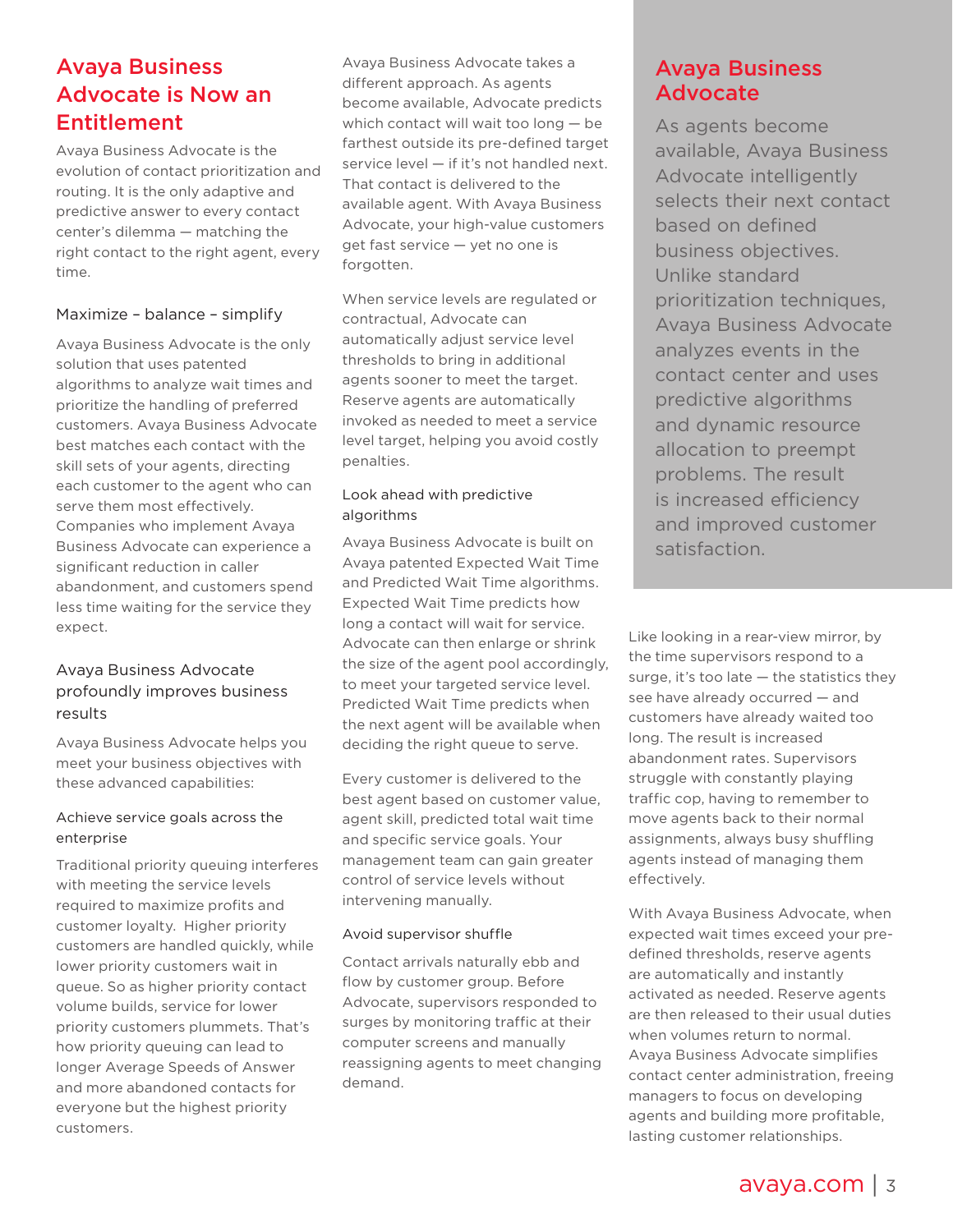## Avaya Business Advocate is Now an Entitlement

Avaya Business Advocate is the evolution of contact prioritization and routing. It is the only adaptive and predictive answer to every contact center's dilemma — matching the right contact to the right agent, every time.

### Maximize – balance – simplify

Avaya Business Advocate is the only solution that uses patented algorithms to analyze wait times and prioritize the handling of preferred customers. Avaya Business Advocate best matches each contact with the skill sets of your agents, directing each customer to the agent who can serve them most effectively. Companies who implement Avaya Business Advocate can experience a significant reduction in caller abandonment, and customers spend less time waiting for the service they expect.

### Avaya Business Advocate profoundly improves business results

Avaya Business Advocate helps you meet your business objectives with these advanced capabilities:

#### Achieve service goals across the enterprise

Traditional priority queuing interferes with meeting the service levels required to maximize profits and customer loyalty. Higher priority customers are handled quickly, while lower priority customers wait in queue. So as higher priority contact volume builds, service for lower priority customers plummets. That's how priority queuing can lead to longer Average Speeds of Answer and more abandoned contacts for everyone but the highest priority customers.

Avaya Business Advocate takes a different approach. As agents become available, Advocate predicts which contact will wait too long — be farthest outside its pre-defined target service level — if it's not handled next. That contact is delivered to the available agent. With Avaya Business Advocate, your high-value customers get fast service — yet no one is forgotten.

When service levels are regulated or contractual, Advocate can automatically adjust service level thresholds to bring in additional agents sooner to meet the target. Reserve agents are automatically invoked as needed to meet a service level target, helping you avoid costly penalties.

#### Look ahead with predictive algorithms

Avaya Business Advocate is built on Avaya patented Expected Wait Time and Predicted Wait Time algorithms. Expected Wait Time predicts how long a contact will wait for service. Advocate can then enlarge or shrink the size of the agent pool accordingly, to meet your targeted service level. Predicted Wait Time predicts when the next agent will be available when deciding the right queue to serve.

Every customer is delivered to the best agent based on customer value, agent skill, predicted total wait time and specific service goals. Your management team can gain greater control of service levels without intervening manually.

#### Avoid supervisor shuffle

Contact arrivals naturally ebb and flow by customer group. Before Advocate, supervisors responded to surges by monitoring traffic at their computer screens and manually reassigning agents to meet changing demand.

## Avaya Business Advocate

As agents become available, Avaya Business Advocate intelligently selects their next contact based on defined business objectives. Unlike standard prioritization techniques, Avaya Business Advocate analyzes events in the contact center and uses predictive algorithms and dynamic resource allocation to preempt problems. The result is increased efficiency and improved customer satisfaction.

Like looking in a rear-view mirror, by the time supervisors respond to a surge, it's too late — the statistics they see have already occurred — and customers have already waited too long. The result is increased abandonment rates. Supervisors struggle with constantly playing traffic cop, having to remember to move agents back to their normal assignments, always busy shuffling agents instead of managing them effectively.

With Avaya Business Advocate, when expected wait times exceed your pre-defined thresholds, reserve agents are automatically and instantly activated as needed. Reserve agents are then released to their usual duties when volumes return to normal. Avaya Business Advocate simplifies contact center administration, freeing managers to focus on developing agents and building more profitable, lasting customer relationships.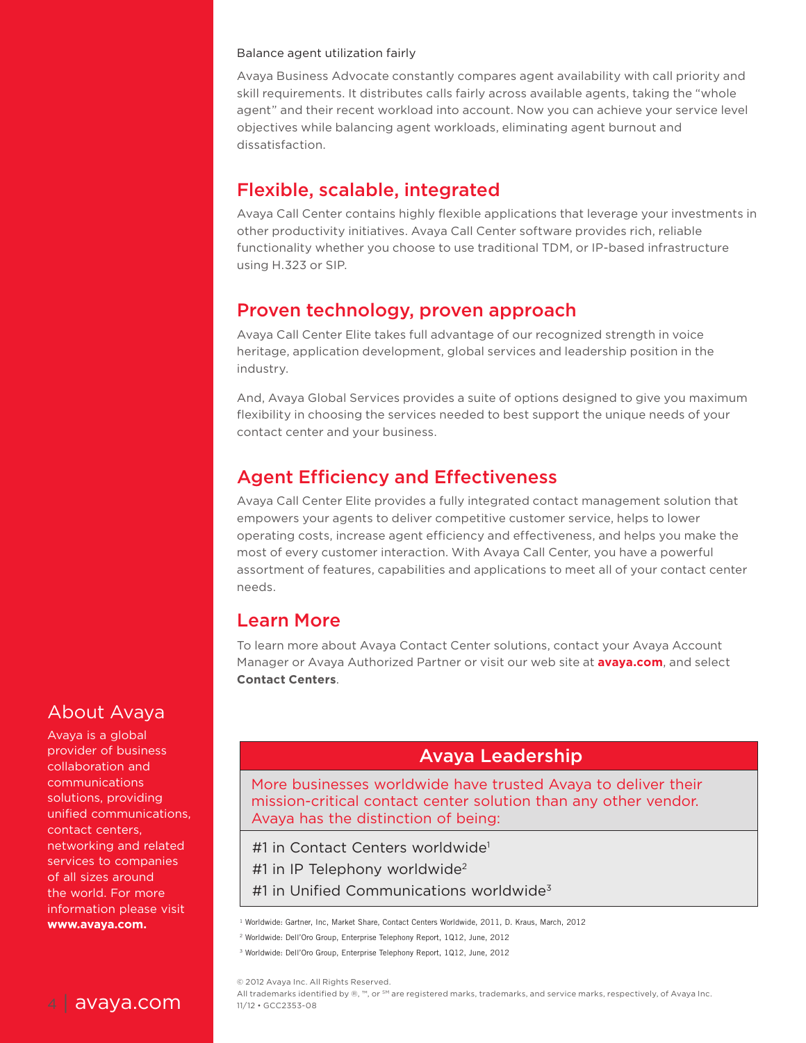Balance agent utilization fairly

Avaya Business Advocate constantly compares agent availability with call priority and skill requirements. It distributes calls fairly across available agents, taking the "whole agent" and their recent workload into account. Now you can achieve your service level objectives while balancing agent workloads, eliminating agent burnout and dissatisfaction.

## Flexible, scalable, integrated

Avaya Call Center contains highly flexible applications that leverage your investments in other productivity initiatives. Avaya Call Center software provides rich, reliable functionality whether you choose to use traditional TDM, or IP-based infrastructure using H.323 or SIP.

## Proven technology, proven approach

Avaya Call Center Elite takes full advantage of our recognized strength in voice heritage, application development, global services and leadership position in the industry.

And, Avaya Global Services provides a suite of options designed to give you maximum flexibility in choosing the services needed to best support the unique needs of your contact center and your business.

## Agent Efficiency and Effectiveness

Avaya Call Center Elite provides a fully integrated contact management solution that empowers your agents to deliver competitive customer service, helps to lower operating costs, increase agent efficiency and effectiveness, and helps you make the most of every customer interaction. With Avaya Call Center, you have a powerful assortment of features, capabilities and applications to meet all of your contact center needs.

## Learn More

To learn more about Avaya Contact Center solutions, contact your Avaya Account Manager or Avaya Authorized Partner or visit our web site at **avaya.com**, and select **Contact Centers**.

## Avaya Leadership

More businesses worldwide have trusted Avaya to deliver their mission-critical contact center solution than any other vendor. Avaya has the distinction of being:

#1 in Contact Centers worldwide[1]

#1 in IP Telephony worldwide[2]

#1 in Unified Communications worldwide[3]

[1] Worldwide: Gartner, Inc, Market Share, Contact Centers Worldwide, 2011, D. Kraus, March, 2012

[2] Worldwide: Dell'Oro Group, Enterprise Telephony Report, 1Q12, June, 2012

[3] Worldwide: Dell'Oro Group, Enterprise Telephony Report, 1Q12, June, 2012

## About Avaya

Avaya is a global provider of business collaboration and communications solutions, providing unified communications, contact centers, networking and related services to companies of all sizes around the world. For more information please visit **www.avaya.com.**

© 2012 Avaya Inc. All Rights Reserved.
All trademarks identified by ®, ™, or SM are registered marks, trademarks, and service marks, respectively, of Avaya Inc.
11/12 • GCC2353-08